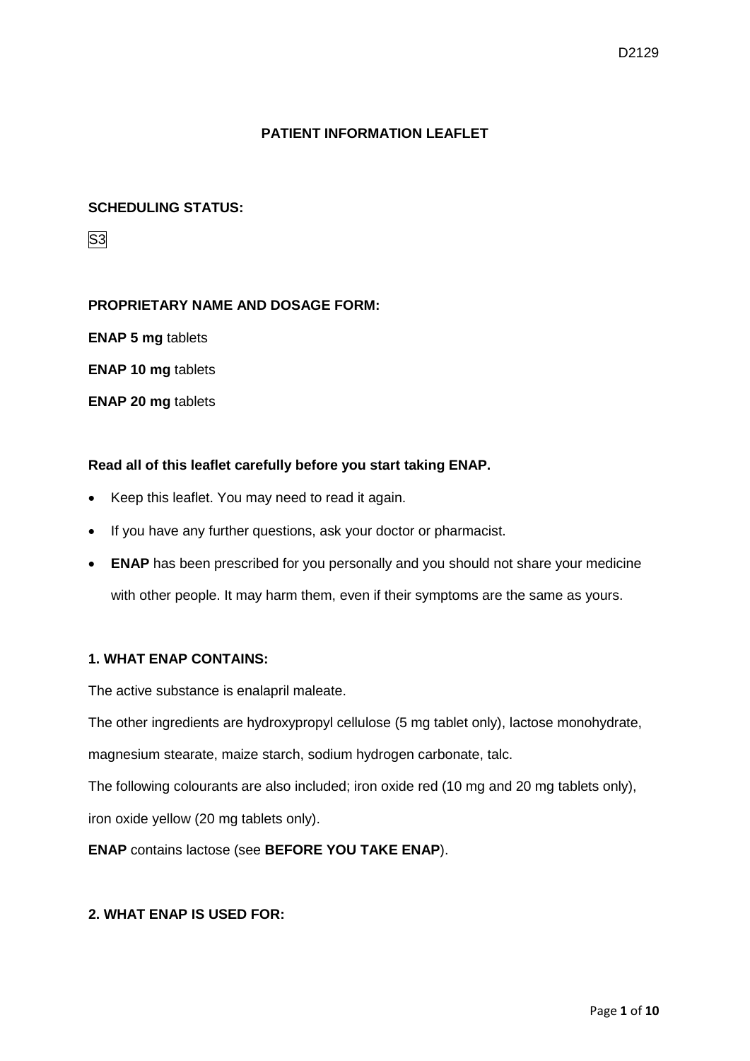# PATIENT INFORMATION LEAFLET

**SCHEDULING STATUS:**

S3

**PROPRIETARY NAME AND DOSAGE FORM:**

**ENAP 5 mg** tablets

**ENAP 10 mg** tablets

**ENAP 20 mg** tablets

**Read all of this leaflet carefully before you start taking ENAP.**

- Keep this leaflet. You may need to read it again.
- If you have any further questions, ask your doctor or pharmacist.
- **ENAP** has been prescribed for you personally and you should not share your medicine with other people. It may harm them, even if their symptoms are the same as yours.

## 1. WHAT ENAP CONTAINS:

The active substance is enalapril maleate.

The other ingredients are hydroxypropyl cellulose (5 mg tablet only), lactose monohydrate, magnesium stearate, maize starch, sodium hydrogen carbonate, talc.

The following colourants are also included; iron oxide red (10 mg and 20 mg tablets only), iron oxide yellow (20 mg tablets only).

**ENAP** contains lactose (see **BEFORE YOU TAKE ENAP**).

## 2. WHAT ENAP IS USED FOR: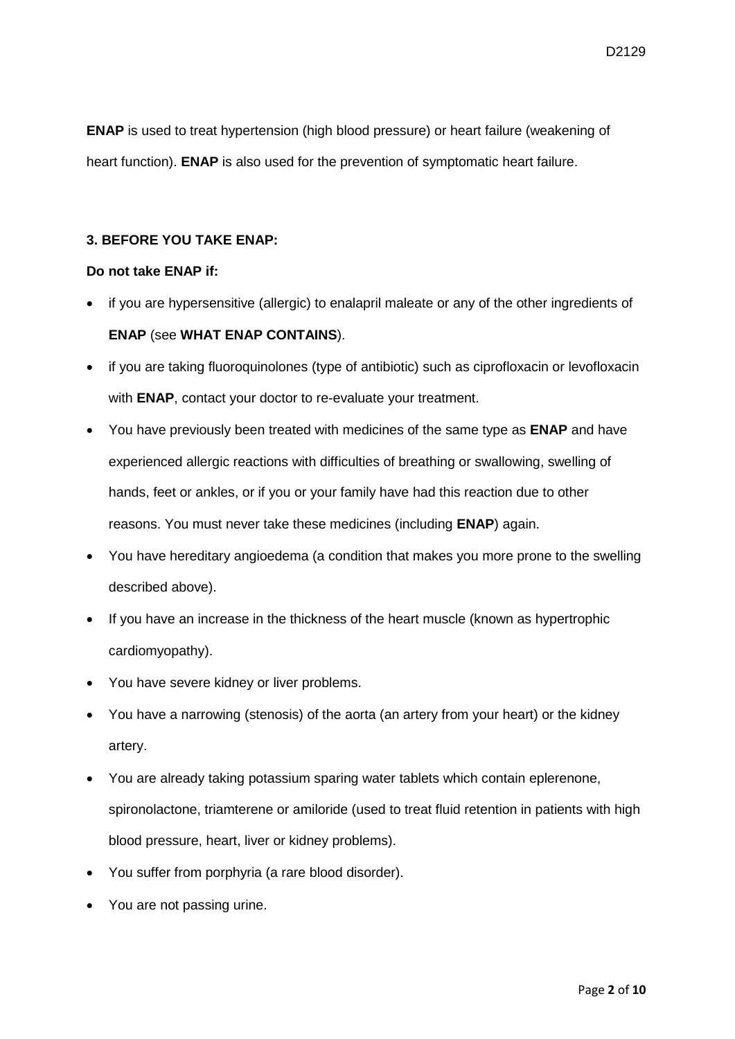**ENAP** is used to treat hypertension (high blood pressure) or heart failure (weakening of heart function). **ENAP** is also used for the prevention of symptomatic heart failure.

### 3. BEFORE YOU TAKE ENAP:

**Do not take ENAP if:**

- if you are hypersensitive (allergic) to enalapril maleate or any of the other ingredients of **ENAP** (see **WHAT ENAP CONTAINS**).
- if you are taking fluoroquinolones (type of antibiotic) such as ciprofloxacin or levofloxacin with **ENAP**, contact your doctor to re-evaluate your treatment.
- You have previously been treated with medicines of the same type as **ENAP** and have experienced allergic reactions with difficulties of breathing or swallowing, swelling of hands, feet or ankles, or if you or your family have had this reaction due to other reasons. You must never take these medicines (including **ENAP**) again.
- You have hereditary angioedema (a condition that makes you more prone to the swelling described above).
- If you have an increase in the thickness of the heart muscle (known as hypertrophic cardiomyopathy).
- You have severe kidney or liver problems.
- You have a narrowing (stenosis) of the aorta (an artery from your heart) or the kidney artery.
- You are already taking potassium sparing water tablets which contain eplerenone, spironolactone, triamterene or amiloride (used to treat fluid retention in patients with high blood pressure, heart, liver or kidney problems).
- You suffer from porphyria (a rare blood disorder).
- You are not passing urine.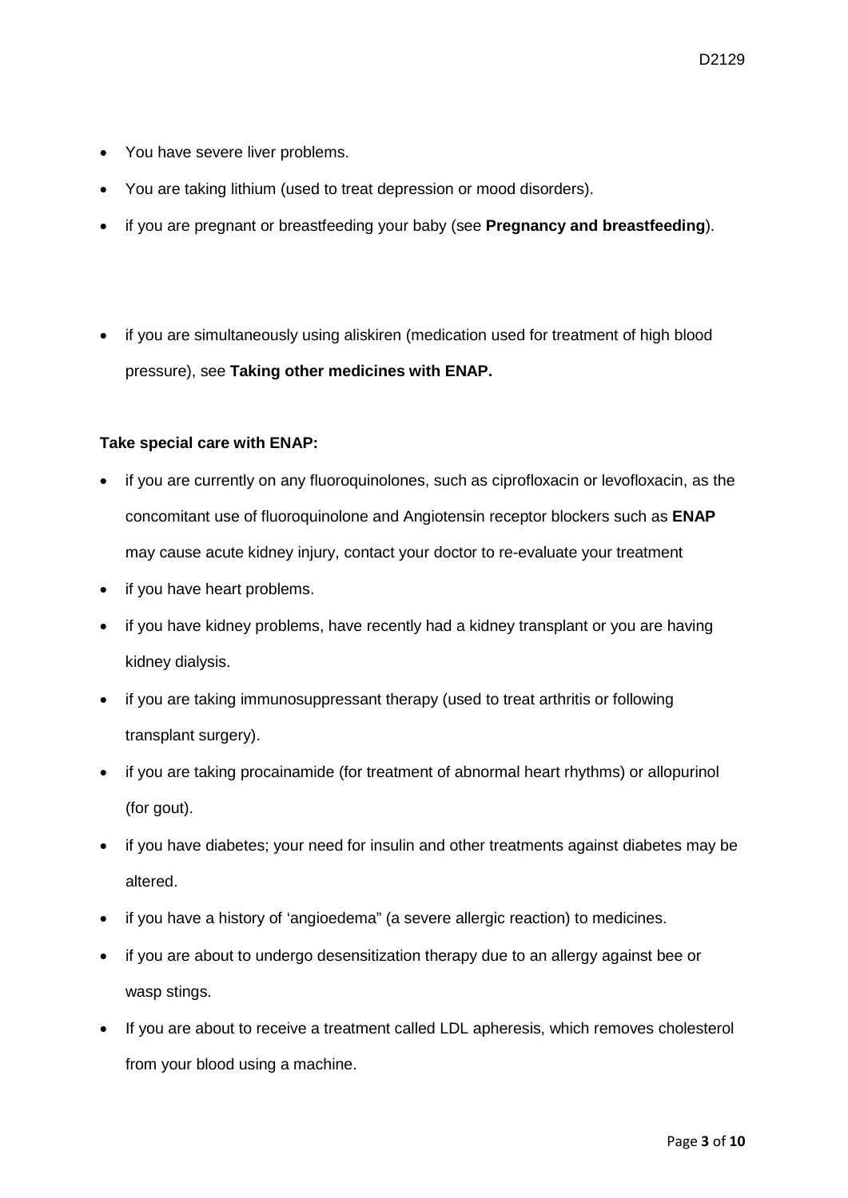- You have severe liver problems.
- You are taking lithium (used to treat depression or mood disorders).
- if you are pregnant or breastfeeding your baby (see **Pregnancy and breastfeeding**).

- if you are simultaneously using aliskiren (medication used for treatment of high blood pressure), see **Taking other medicines with ENAP.**

**Take special care with ENAP:**

- if you are currently on any fluoroquinolones, such as ciprofloxacin or levofloxacin, as the concomitant use of fluoroquinolone and Angiotensin receptor blockers such as **ENAP** may cause acute kidney injury, contact your doctor to re-evaluate your treatment
- if you have heart problems.
- if you have kidney problems, have recently had a kidney transplant or you are having kidney dialysis.
- if you are taking immunosuppressant therapy (used to treat arthritis or following transplant surgery).
- if you are taking procainamide (for treatment of abnormal heart rhythms) or allopurinol (for gout).
- if you have diabetes; your need for insulin and other treatments against diabetes may be altered.
- if you have a history of 'angioedema" (a severe allergic reaction) to medicines.
- if you are about to undergo desensitization therapy due to an allergy against bee or wasp stings.
- If you are about to receive a treatment called LDL apheresis, which removes cholesterol from your blood using a machine.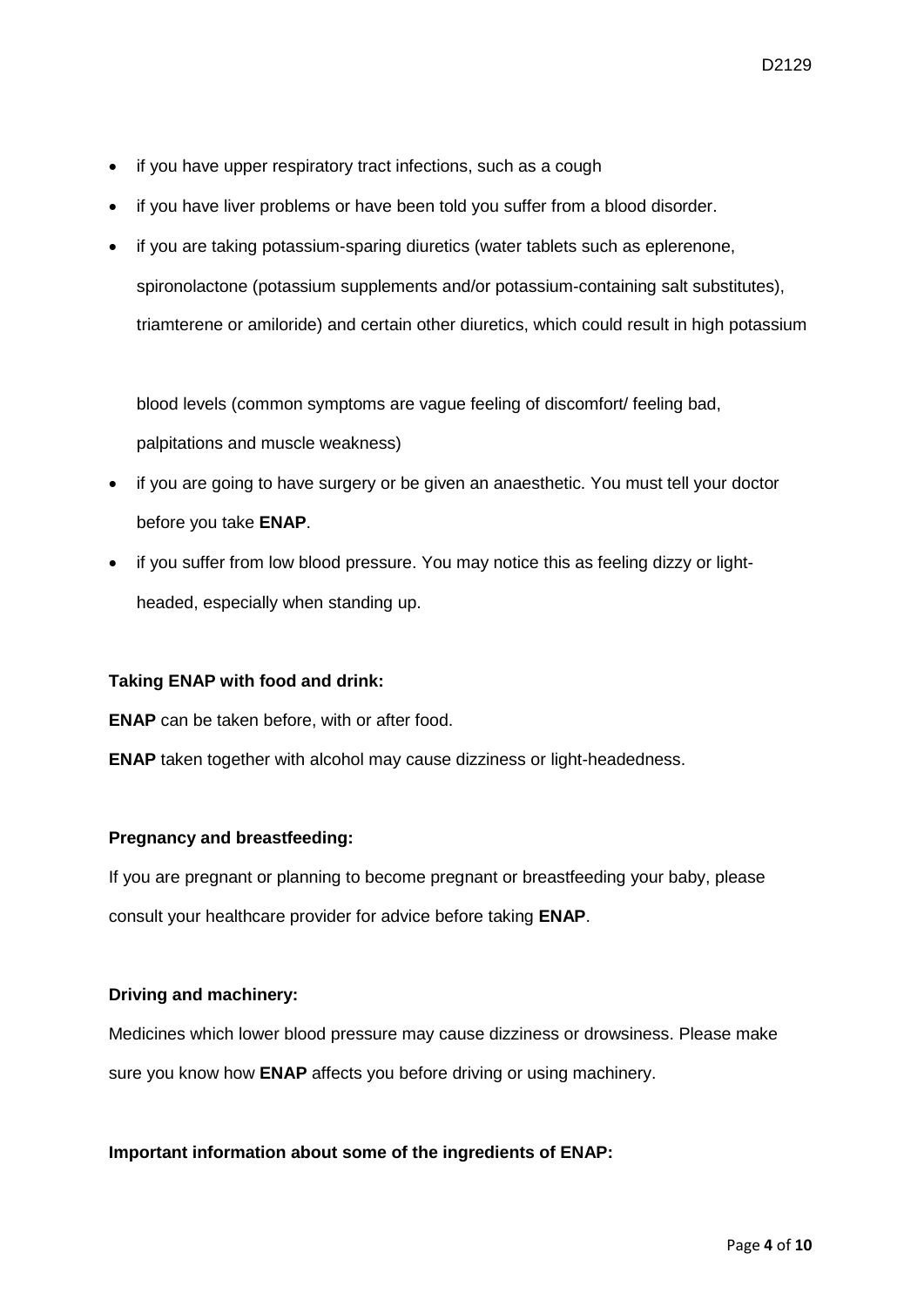- if you have upper respiratory tract infections, such as a cough
- if you have liver problems or have been told you suffer from a blood disorder.
- if you are taking potassium-sparing diuretics (water tablets such as eplerenone, spironolactone (potassium supplements and/or potassium-containing salt substitutes), triamterene or amiloride) and certain other diuretics, which could result in high potassium

  blood levels (common symptoms are vague feeling of discomfort/ feeling bad, palpitations and muscle weakness)
- if you are going to have surgery or be given an anaesthetic. You must tell your doctor before you take **ENAP**.
- if you suffer from low blood pressure. You may notice this as feeling dizzy or light-headed, especially when standing up.

**Taking ENAP with food and drink:**

**ENAP** can be taken before, with or after food.

**ENAP** taken together with alcohol may cause dizziness or light-headedness.

**Pregnancy and breastfeeding:**

If you are pregnant or planning to become pregnant or breastfeeding your baby, please consult your healthcare provider for advice before taking **ENAP**.

**Driving and machinery:**

Medicines which lower blood pressure may cause dizziness or drowsiness. Please make sure you know how **ENAP** affects you before driving or using machinery.

**Important information about some of the ingredients of ENAP:**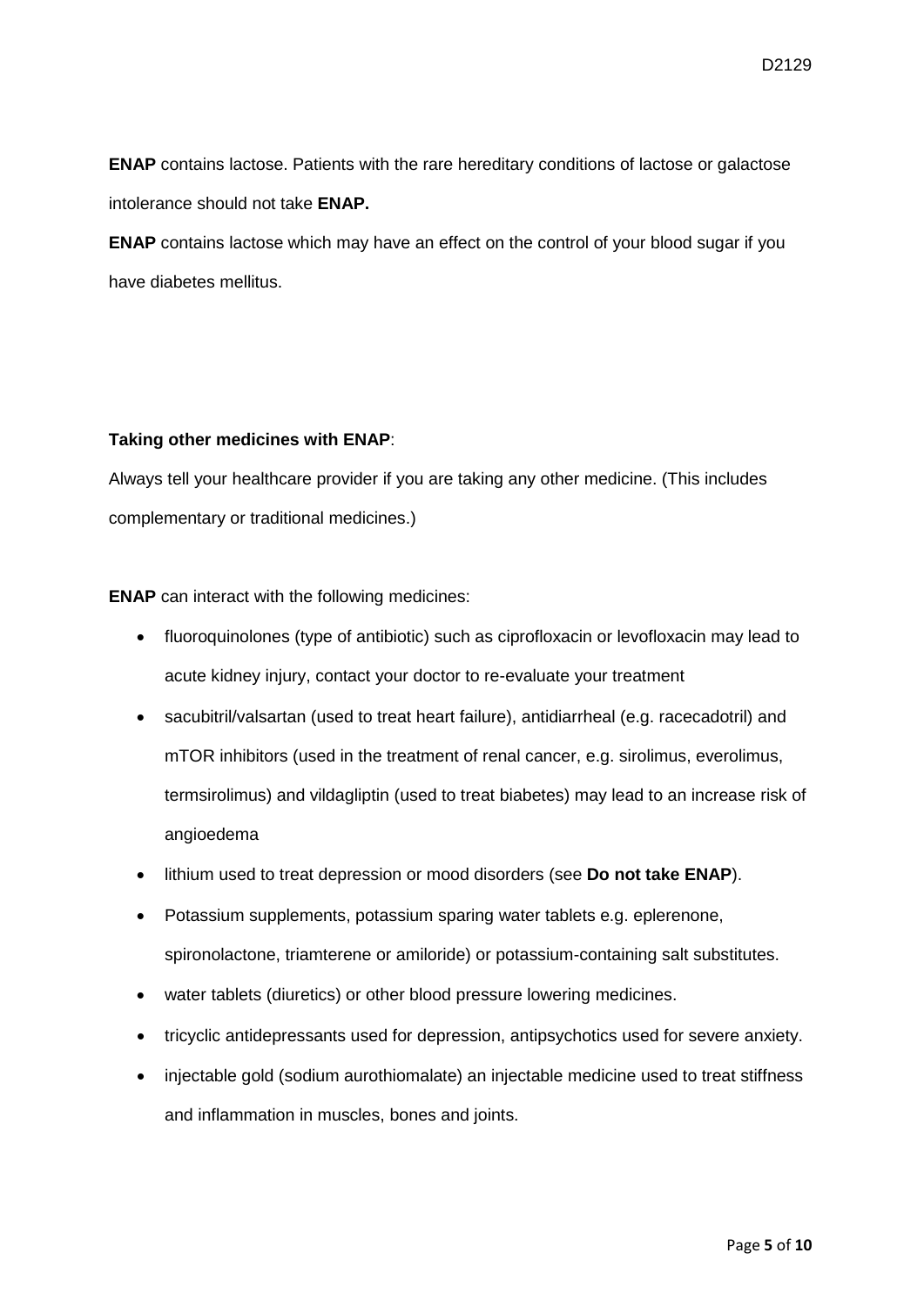**ENAP** contains lactose. Patients with the rare hereditary conditions of lactose or galactose intolerance should not take **ENAP.**

**ENAP** contains lactose which may have an effect on the control of your blood sugar if you have diabetes mellitus.

**Taking other medicines with ENAP**:

Always tell your healthcare provider if you are taking any other medicine. (This includes complementary or traditional medicines.)

**ENAP** can interact with the following medicines:

- fluoroquinolones (type of antibiotic) such as ciprofloxacin or levofloxacin may lead to acute kidney injury, contact your doctor to re-evaluate your treatment
- sacubitril/valsartan (used to treat heart failure), antidiarrheal (e.g. racecadotril) and mTOR inhibitors (used in the treatment of renal cancer, e.g. sirolimus, everolimus, termsirolimus) and vildagliptin (used to treat biabetes) may lead to an increase risk of angioedema
- lithium used to treat depression or mood disorders (see **Do not take ENAP**).
- Potassium supplements, potassium sparing water tablets e.g. eplerenone, spironolactone, triamterene or amiloride) or potassium-containing salt substitutes.
- water tablets (diuretics) or other blood pressure lowering medicines.
- tricyclic antidepressants used for depression, antipsychotics used for severe anxiety.
- injectable gold (sodium aurothiomalate) an injectable medicine used to treat stiffness and inflammation in muscles, bones and joints.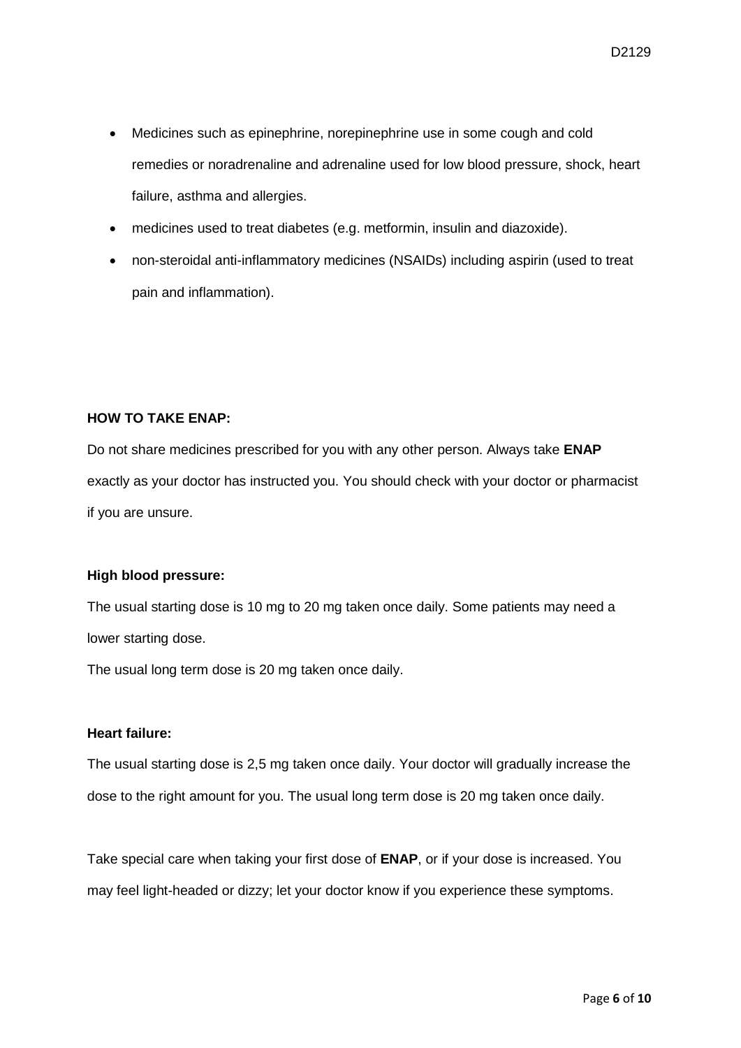- Medicines such as epinephrine, norepinephrine use in some cough and cold remedies or noradrenaline and adrenaline used for low blood pressure, shock, heart failure, asthma and allergies.
- medicines used to treat diabetes (e.g. metformin, insulin and diazoxide).
- non-steroidal anti-inflammatory medicines (NSAIDs) including aspirin (used to treat pain and inflammation).

**HOW TO TAKE ENAP:**

Do not share medicines prescribed for you with any other person. Always take **ENAP** exactly as your doctor has instructed you. You should check with your doctor or pharmacist if you are unsure.

**High blood pressure:**

The usual starting dose is 10 mg to 20 mg taken once daily. Some patients may need a lower starting dose.

The usual long term dose is 20 mg taken once daily.

**Heart failure:**

The usual starting dose is 2,5 mg taken once daily. Your doctor will gradually increase the dose to the right amount for you. The usual long term dose is 20 mg taken once daily.

Take special care when taking your first dose of **ENAP**, or if your dose is increased. You may feel light-headed or dizzy; let your doctor know if you experience these symptoms.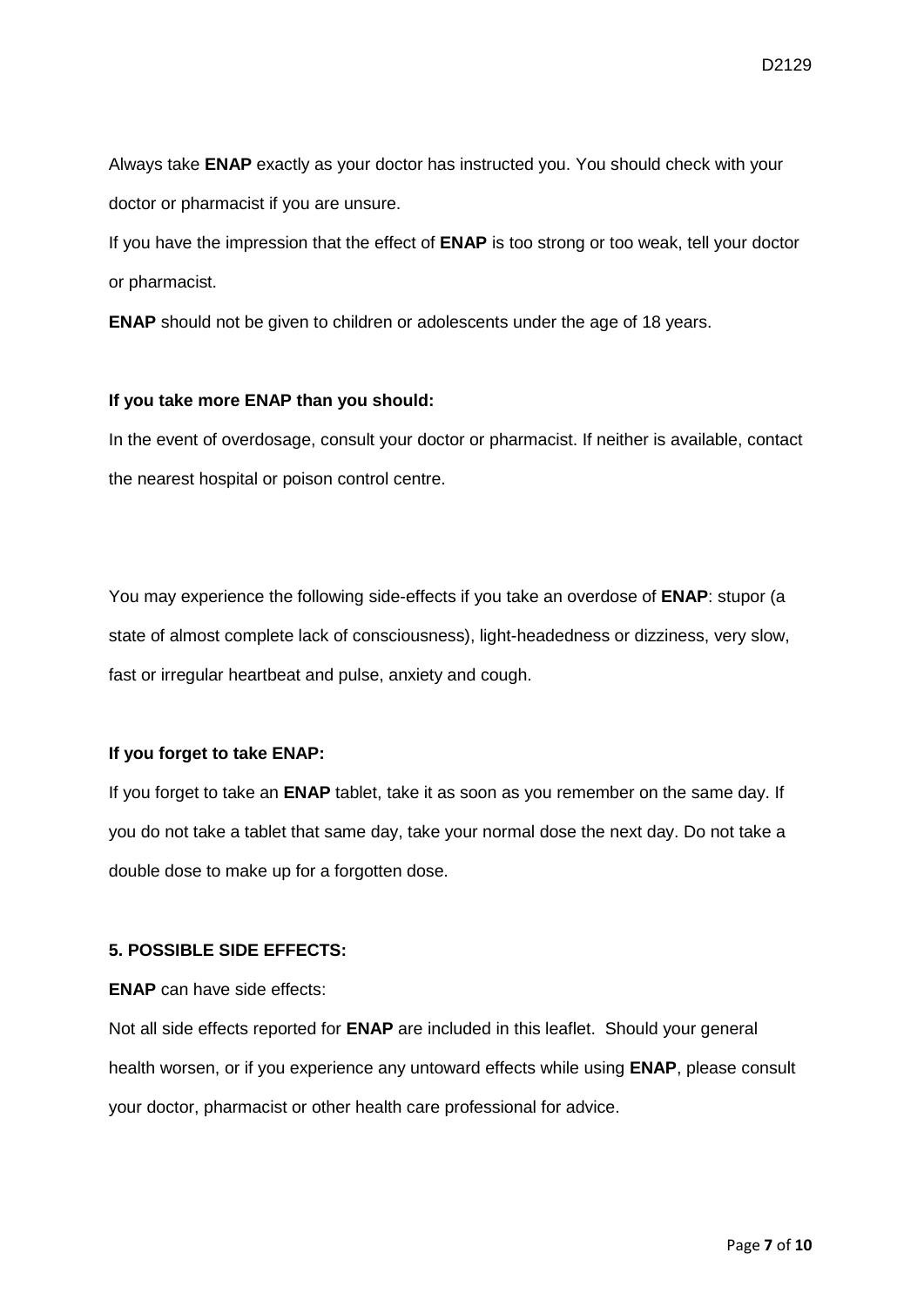Always take **ENAP** exactly as your doctor has instructed you. You should check with your doctor or pharmacist if you are unsure.

If you have the impression that the effect of **ENAP** is too strong or too weak, tell your doctor or pharmacist.

**ENAP** should not be given to children or adolescents under the age of 18 years.

**If you take more ENAP than you should:**

In the event of overdosage, consult your doctor or pharmacist. If neither is available, contact the nearest hospital or poison control centre.

You may experience the following side-effects if you take an overdose of **ENAP**: stupor (a state of almost complete lack of consciousness), light-headedness or dizziness, very slow, fast or irregular heartbeat and pulse, anxiety and cough.

**If you forget to take ENAP:**

If you forget to take an **ENAP** tablet, take it as soon as you remember on the same day. If you do not take a tablet that same day, take your normal dose the next day. Do not take a double dose to make up for a forgotten dose.

**5. POSSIBLE SIDE EFFECTS:**

**ENAP** can have side effects:

Not all side effects reported for **ENAP** are included in this leaflet. Should your general health worsen, or if you experience any untoward effects while using **ENAP**, please consult your doctor, pharmacist or other health care professional for advice.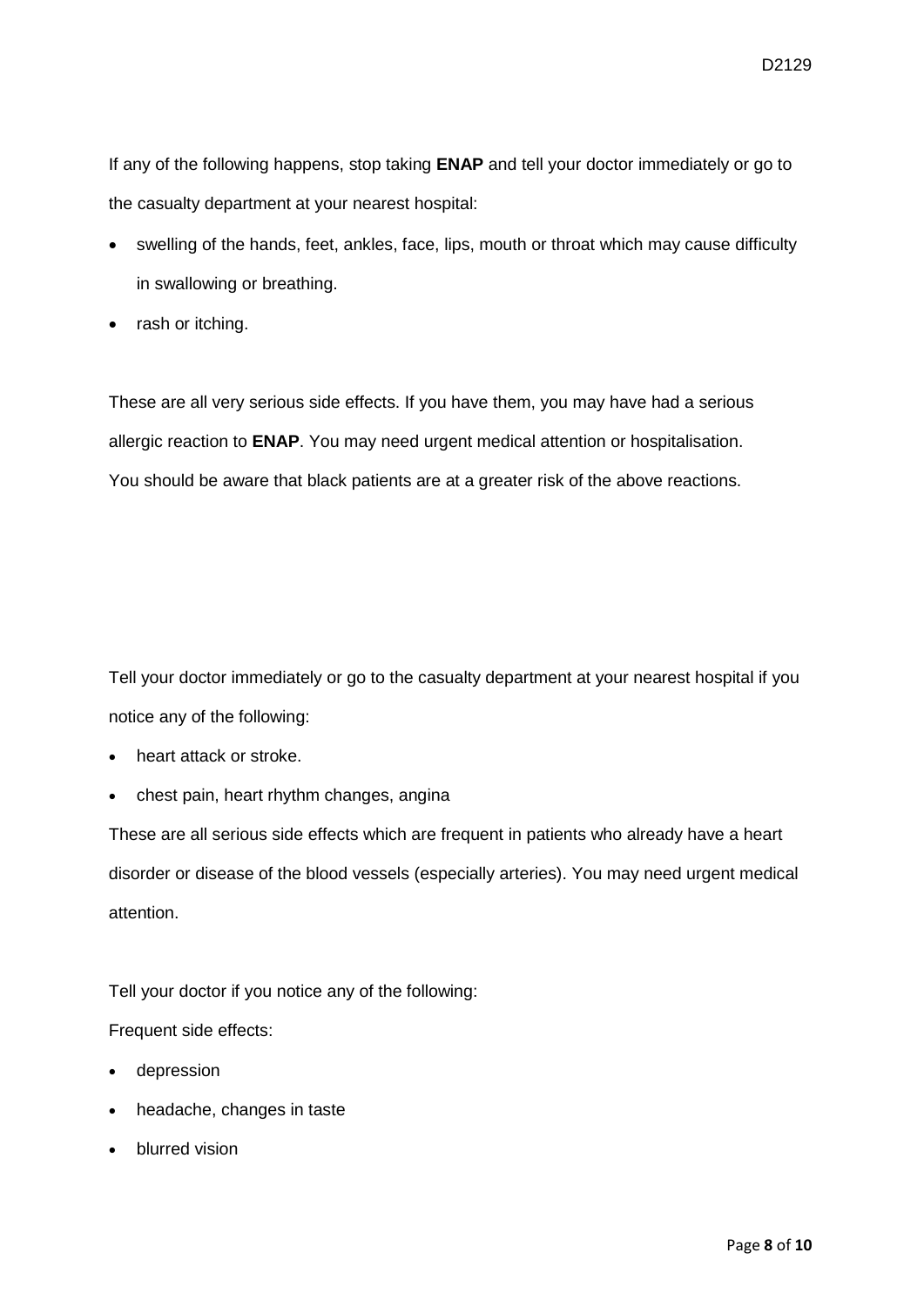If any of the following happens, stop taking **ENAP** and tell your doctor immediately or go to the casualty department at your nearest hospital:

- swelling of the hands, feet, ankles, face, lips, mouth or throat which may cause difficulty in swallowing or breathing.
- rash or itching.

These are all very serious side effects. If you have them, you may have had a serious allergic reaction to **ENAP**. You may need urgent medical attention or hospitalisation. You should be aware that black patients are at a greater risk of the above reactions.

Tell your doctor immediately or go to the casualty department at your nearest hospital if you notice any of the following:

- heart attack or stroke.
- chest pain, heart rhythm changes, angina

These are all serious side effects which are frequent in patients who already have a heart disorder or disease of the blood vessels (especially arteries). You may need urgent medical attention.

Tell your doctor if you notice any of the following:

Frequent side effects:

- depression
- headache, changes in taste
- blurred vision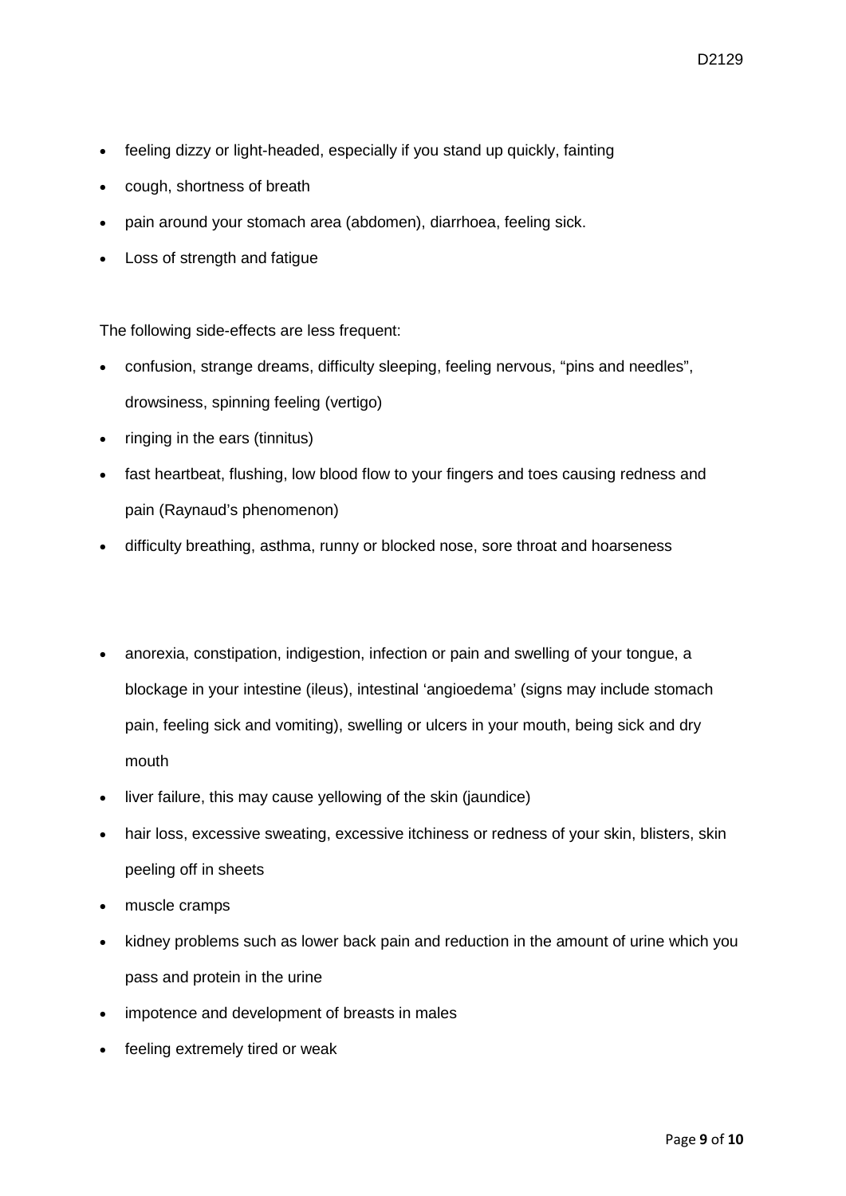- feeling dizzy or light-headed, especially if you stand up quickly, fainting
- cough, shortness of breath
- pain around your stomach area (abdomen), diarrhoea, feeling sick.
- Loss of strength and fatigue

The following side-effects are less frequent:

- confusion, strange dreams, difficulty sleeping, feeling nervous, "pins and needles", drowsiness, spinning feeling (vertigo)
- ringing in the ears (tinnitus)
- fast heartbeat, flushing, low blood flow to your fingers and toes causing redness and pain (Raynaud's phenomenon)
- difficulty breathing, asthma, runny or blocked nose, sore throat and hoarseness

- anorexia, constipation, indigestion, infection or pain and swelling of your tongue, a blockage in your intestine (ileus), intestinal 'angioedema' (signs may include stomach pain, feeling sick and vomiting), swelling or ulcers in your mouth, being sick and dry mouth
- liver failure, this may cause yellowing of the skin (jaundice)
- hair loss, excessive sweating, excessive itchiness or redness of your skin, blisters, skin peeling off in sheets
- muscle cramps
- kidney problems such as lower back pain and reduction in the amount of urine which you pass and protein in the urine
- impotence and development of breasts in males
- feeling extremely tired or weak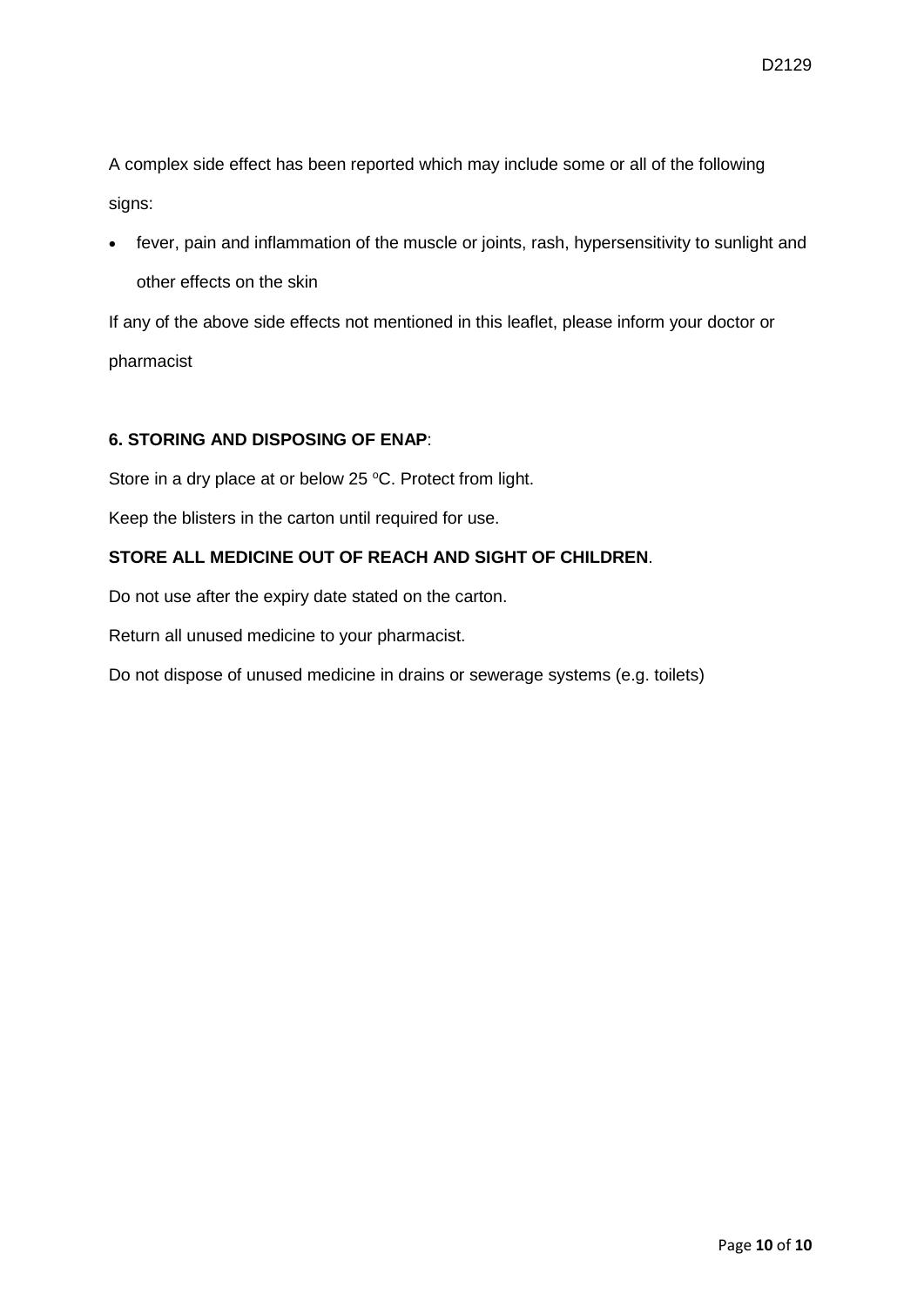A complex side effect has been reported which may include some or all of the following signs:

- fever, pain and inflammation of the muscle or joints, rash, hypersensitivity to sunlight and other effects on the skin

If any of the above side effects not mentioned in this leaflet, please inform your doctor or pharmacist

**6. STORING AND DISPOSING OF ENAP**:

Store in a dry place at or below 25 °C. Protect from light.

Keep the blisters in the carton until required for use.

**STORE ALL MEDICINE OUT OF REACH AND SIGHT OF CHILDREN**.

Do not use after the expiry date stated on the carton.

Return all unused medicine to your pharmacist.

Do not dispose of unused medicine in drains or sewerage systems (e.g. toilets)